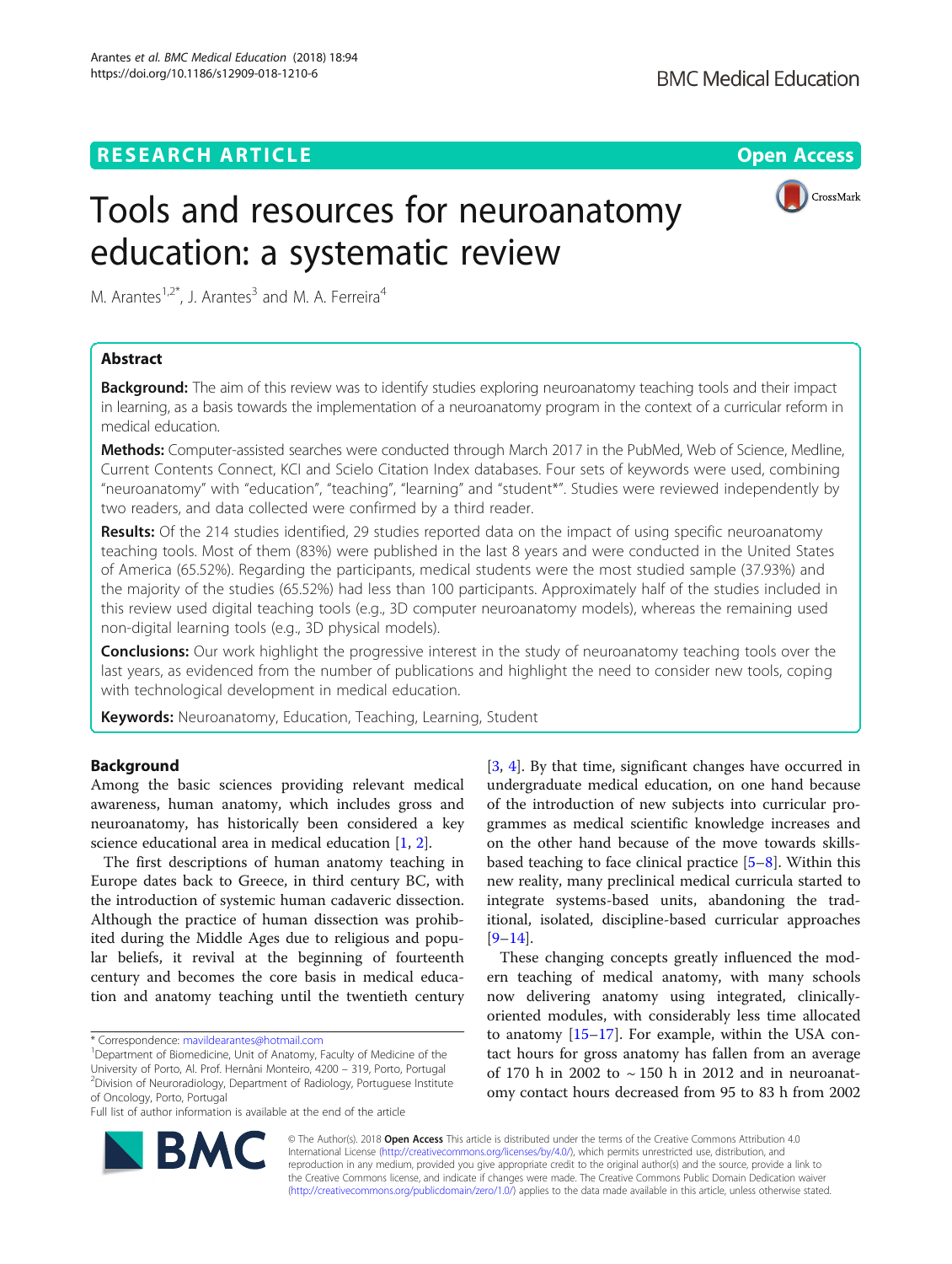RESEARCH ARTICLE

Open Access

# Tools and resources for neuroanatomy education: a systematic review

M. Arantes[1,2*], J. Arantes[3] and M. A. Ferreira[4]

## Abstract

**Background:** The aim of this review was to identify studies exploring neuroanatomy teaching tools and their impact in learning, as a basis towards the implementation of a neuroanatomy program in the context of a curricular reform in medical education.

**Methods:** Computer-assisted searches were conducted through March 2017 in the PubMed, Web of Science, Medline, Current Contents Connect, KCI and Scielo Citation Index databases. Four sets of keywords were used, combining "neuroanatomy" with "education", "teaching", "learning" and "student*". Studies were reviewed independently by two readers, and data collected were confirmed by a third reader.

**Results:** Of the 214 studies identified, 29 studies reported data on the impact of using specific neuroanatomy teaching tools. Most of them (83%) were published in the last 8 years and were conducted in the United States of America (65.52%). Regarding the participants, medical students were the most studied sample (37.93%) and the majority of the studies (65.52%) had less than 100 participants. Approximately half of the studies included in this review used digital teaching tools (e.g., 3D computer neuroanatomy models), whereas the remaining used non-digital learning tools (e.g., 3D physical models).

**Conclusions:** Our work highlight the progressive interest in the study of neuroanatomy teaching tools over the last years, as evidenced from the number of publications and highlight the need to consider new tools, coping with technological development in medical education.

**Keywords:** Neuroanatomy, Education, Teaching, Learning, Student

## Background

Among the basic sciences providing relevant medical awareness, human anatomy, which includes gross and neuroanatomy, has historically been considered a key science educational area in medical education [1, 2].

The first descriptions of human anatomy teaching in Europe dates back to Greece, in third century BC, with the introduction of systemic human cadaveric dissection. Although the practice of human dissection was prohibited during the Middle Ages due to religious and popular beliefs, it revival at the beginning of fourteenth century and becomes the core basis in medical education and anatomy teaching until the twentieth century [3, 4]. By that time, significant changes have occurred in undergraduate medical education, on one hand because of the introduction of new subjects into curricular programmes as medical scientific knowledge increases and on the other hand because of the move towards skills-based teaching to face clinical practice [5–8]. Within this new reality, many preclinical medical curricula started to integrate systems-based units, abandoning the traditional, isolated, discipline-based curricular approaches [9–14].

These changing concepts greatly influenced the modern teaching of medical anatomy, with many schools now delivering anatomy using integrated, clinically-oriented modules, with considerably less time allocated to anatomy [15–17]. For example, within the USA contact hours for gross anatomy has fallen from an average of 170 h in 2002 to ~ 150 h in 2012 and in neuroanatomy contact hours decreased from 95 to 83 h from 2002

* Correspondence: mavildearantes@hotmail.com
[1]Department of Biomedicine, Unit of Anatomy, Faculty of Medicine of the University of Porto, Al. Prof. Hernâni Monteiro, 4200 – 319, Porto, Portugal
[2]Division of Neuroradiology, Department of Radiology, Portuguese Institute of Oncology, Porto, Portugal
Full list of author information is available at the end of the article

© The Author(s). 2018 **Open Access** This article is distributed under the terms of the Creative Commons Attribution 4.0 International License (http://creativecommons.org/licenses/by/4.0/), which permits unrestricted use, distribution, and reproduction in any medium, provided you give appropriate credit to the original author(s) and the source, provide a link to the Creative Commons license, and indicate if changes were made. The Creative Commons Public Domain Dedication waiver (http://creativecommons.org/publicdomain/zero/1.0/) applies to the data made available in this article, unless otherwise stated.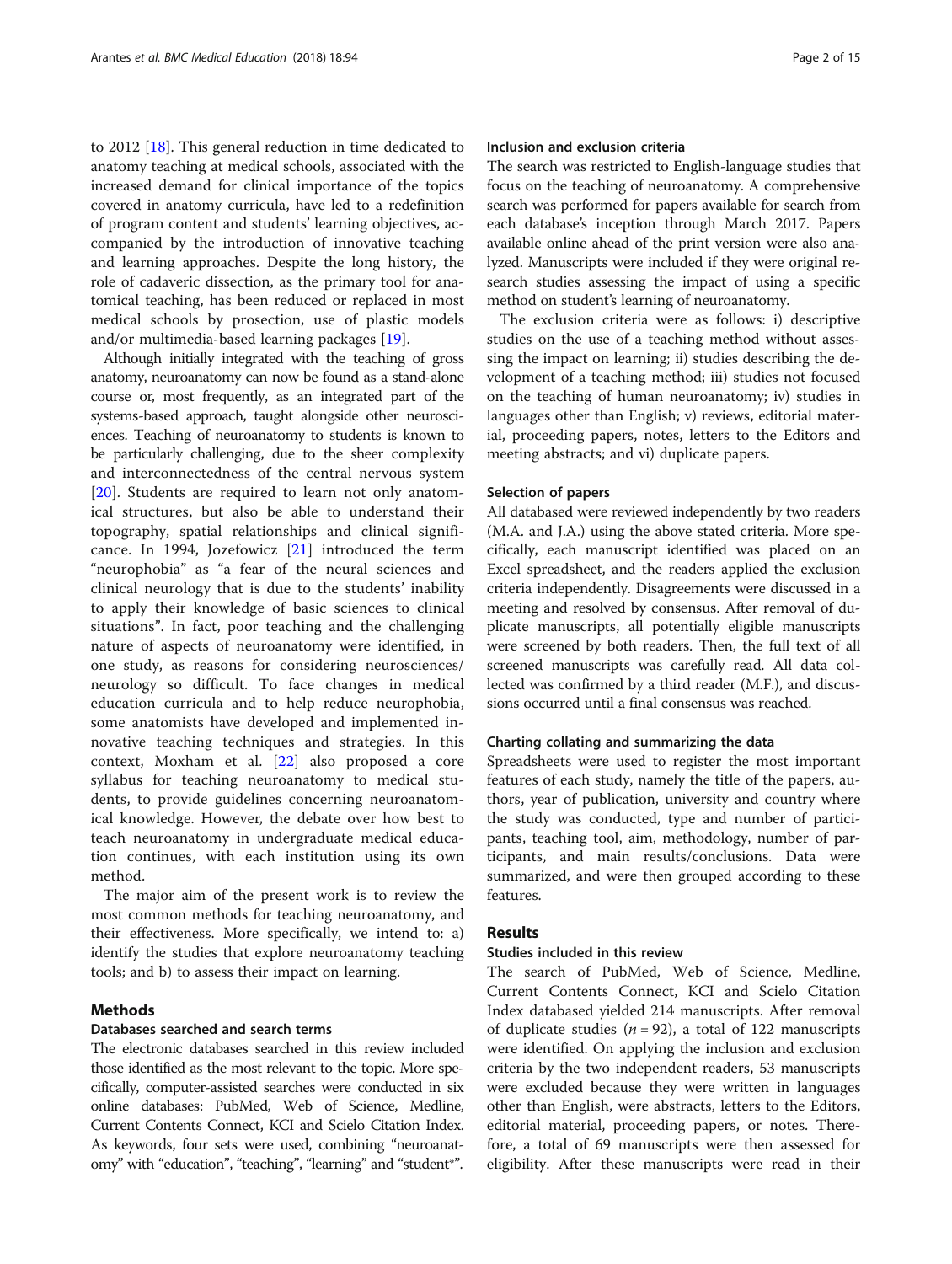to 2012 [18]. This general reduction in time dedicated to anatomy teaching at medical schools, associated with the increased demand for clinical importance of the topics covered in anatomy curricula, have led to a redefinition of program content and students' learning objectives, accompanied by the introduction of innovative teaching and learning approaches. Despite the long history, the role of cadaveric dissection, as the primary tool for anatomical teaching, has been reduced or replaced in most medical schools by prosection, use of plastic models and/or multimedia-based learning packages [19].

Although initially integrated with the teaching of gross anatomy, neuroanatomy can now be found as a stand-alone course or, most frequently, as an integrated part of the systems-based approach, taught alongside other neurosciences. Teaching of neuroanatomy to students is known to be particularly challenging, due to the sheer complexity and interconnectedness of the central nervous system [20]. Students are required to learn not only anatomical structures, but also be able to understand their topography, spatial relationships and clinical significance. In 1994, Jozefowicz [21] introduced the term "neurophobia" as "a fear of the neural sciences and clinical neurology that is due to the students' inability to apply their knowledge of basic sciences to clinical situations". In fact, poor teaching and the challenging nature of aspects of neuroanatomy were identified, in one study, as reasons for considering neurosciences/neurology so difficult. To face changes in medical education curricula and to help reduce neurophobia, some anatomists have developed and implemented innovative teaching techniques and strategies. In this context, Moxham et al. [22] also proposed a core syllabus for teaching neuroanatomy to medical students, to provide guidelines concerning neuroanatomical knowledge. However, the debate over how best to teach neuroanatomy in undergraduate medical education continues, with each institution using its own method.

The major aim of the present work is to review the most common methods for teaching neuroanatomy, and their effectiveness. More specifically, we intend to: a) identify the studies that explore neuroanatomy teaching tools; and b) to assess their impact on learning.

## Methods

### Databases searched and search terms

The electronic databases searched in this review included those identified as the most relevant to the topic. More specifically, computer-assisted searches were conducted in six online databases: PubMed, Web of Science, Medline, Current Contents Connect, KCI and Scielo Citation Index. As keywords, four sets were used, combining "neuroanatomy" with "education", "teaching", "learning" and "student*".

### Inclusion and exclusion criteria

The search was restricted to English-language studies that focus on the teaching of neuroanatomy. A comprehensive search was performed for papers available for search from each database's inception through March 2017. Papers available online ahead of the print version were also analyzed. Manuscripts were included if they were original research studies assessing the impact of using a specific method on student's learning of neuroanatomy.

The exclusion criteria were as follows: i) descriptive studies on the use of a teaching method without assessing the impact on learning; ii) studies describing the development of a teaching method; iii) studies not focused on the teaching of human neuroanatomy; iv) studies in languages other than English; v) reviews, editorial material, proceeding papers, notes, letters to the Editors and meeting abstracts; and vi) duplicate papers.

### Selection of papers

All databased were reviewed independently by two readers (M.A. and J.A.) using the above stated criteria. More specifically, each manuscript identified was placed on an Excel spreadsheet, and the readers applied the exclusion criteria independently. Disagreements were discussed in a meeting and resolved by consensus. After removal of duplicate manuscripts, all potentially eligible manuscripts were screened by both readers. Then, the full text of all screened manuscripts was carefully read. All data collected was confirmed by a third reader (M.F.), and discussions occurred until a final consensus was reached.

### Charting collating and summarizing the data

Spreadsheets were used to register the most important features of each study, namely the title of the papers, authors, year of publication, university and country where the study was conducted, type and number of participants, teaching tool, aim, methodology, number of participants, and main results/conclusions. Data were summarized, and were then grouped according to these features.

## Results

### Studies included in this review

The search of PubMed, Web of Science, Medline, Current Contents Connect, KCI and Scielo Citation Index databased yielded 214 manuscripts. After removal of duplicate studies ($n = 92$), a total of 122 manuscripts were identified. On applying the inclusion and exclusion criteria by the two independent readers, 53 manuscripts were excluded because they were written in languages other than English, were abstracts, letters to the Editors, editorial material, proceeding papers, or notes. Therefore, a total of 69 manuscripts were then assessed for eligibility. After these manuscripts were read in their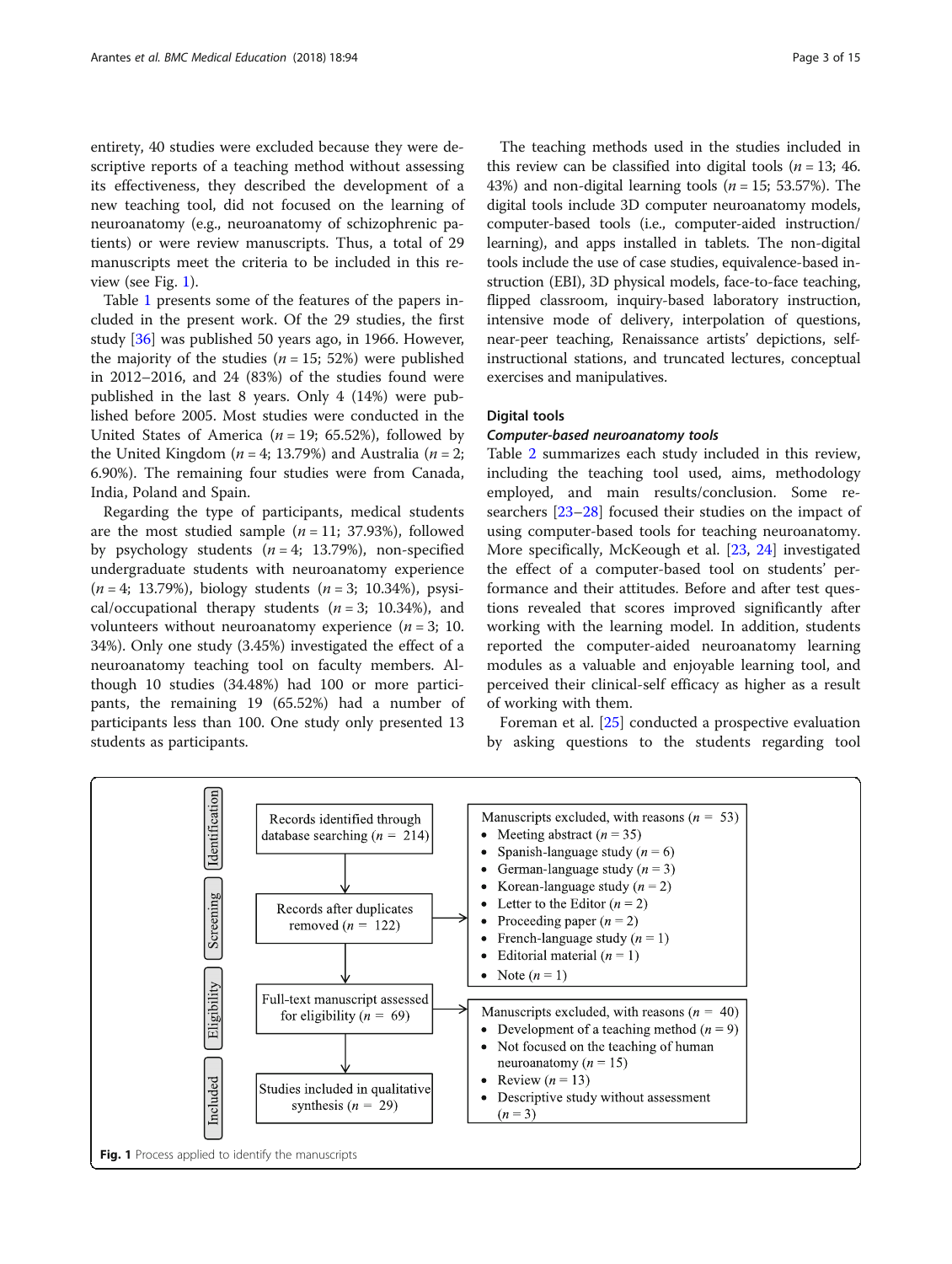entirety, 40 studies were excluded because they were descriptive reports of a teaching method without assessing its effectiveness, they described the development of a new teaching tool, did not focused on the learning of neuroanatomy (e.g., neuroanatomy of schizophrenic patients) or were review manuscripts. Thus, a total of 29 manuscripts meet the criteria to be included in this review (see Fig. 1).

Table 1 presents some of the features of the papers included in the present work. Of the 29 studies, the first study [36] was published 50 years ago, in 1966. However, the majority of the studies ($n = 15$; 52%) were published in 2012–2016, and 24 (83%) of the studies found were published in the last 8 years. Only 4 (14%) were published before 2005. Most studies were conducted in the United States of America ($n = 19$; 65.52%), followed by the United Kingdom ($n = 4$; 13.79%) and Australia ($n = 2$; 6.90%). The remaining four studies were from Canada, India, Poland and Spain.

Regarding the type of participants, medical students are the most studied sample ($n = 11$; 37.93%), followed by psychology students ($n = 4$; 13.79%), non-specified undergraduate students with neuroanatomy experience ($n = 4$; 13.79%), biology students ($n = 3$; 10.34%), psysical/occupational therapy students ($n = 3$; 10.34%), and volunteers without neuroanatomy experience ($n = 3$; 10.34%). Only one study (3.45%) investigated the effect of a neuroanatomy teaching tool on faculty members. Although 10 studies (34.48%) had 100 or more participants, the remaining 19 (65.52%) had a number of participants less than 100. One study only presented 13 students as participants.

The teaching methods used in the studies included in this review can be classified into digital tools ($n = 13$; 46.43%) and non-digital learning tools ($n = 15$; 53.57%). The digital tools include 3D computer neuroanatomy models, computer-based tools (i.e., computer-aided instruction/learning), and apps installed in tablets. The non-digital tools include the use of case studies, equivalence-based instruction (EBI), 3D physical models, face-to-face teaching, flipped classroom, inquiry-based laboratory instruction, intensive mode of delivery, interpolation of questions, near-peer teaching, Renaissance artists' depictions, self-instructional stations, and truncated lectures, conceptual exercises and manipulatives.

## Digital tools

### *Computer-based neuroanatomy tools*

Table 2 summarizes each study included in this review, including the teaching tool used, aims, methodology employed, and main results/conclusion. Some researchers [23–28] focused their studies on the impact of using computer-based tools for teaching neuroanatomy. More specifically, McKeough et al. [23, 24] investigated the effect of a computer-based tool on students' performance and their attitudes. Before and after test questions revealed that scores improved significantly after working with the learning model. In addition, students reported the computer-aided neuroanatomy learning modules as a valuable and enjoyable learning tool, and perceived their clinical-self efficacy as higher as a result of working with them.

Foreman et al. [25] conducted a prospective evaluation by asking questions to the students regarding tool

| Stage | Process | Manuscripts excluded, with reasons |
| --- | --- | --- |
| Identification | Records identified through database searching ($n = 214$) | |
| Screening | Records after duplicates removed ($n = 122$) | Manuscripts excluded, with reasons ($n = 53$): Meeting abstract ($n = 35$); Spanish-language study ($n = 6$); German-language study ($n = 3$); Korean-language study ($n = 2$); Letter to the Editor ($n = 2$); Proceeding paper ($n = 2$); French-language study ($n = 1$); Editorial material ($n = 1$); Note ($n = 1$) |
| Eligibility | Full-text manuscript assessed for eligibility ($n = 69$) | Manuscripts excluded, with reasons ($n = 40$): Development of a teaching method ($n = 9$); Not focused on the teaching of human neuroanatomy ($n = 15$); Review ($n = 13$); Descriptive study without assessment ($n = 3$) |
| Included | Studies included in qualitative synthesis ($n = 29$) | |

**Fig. 1** Process applied to identify the manuscripts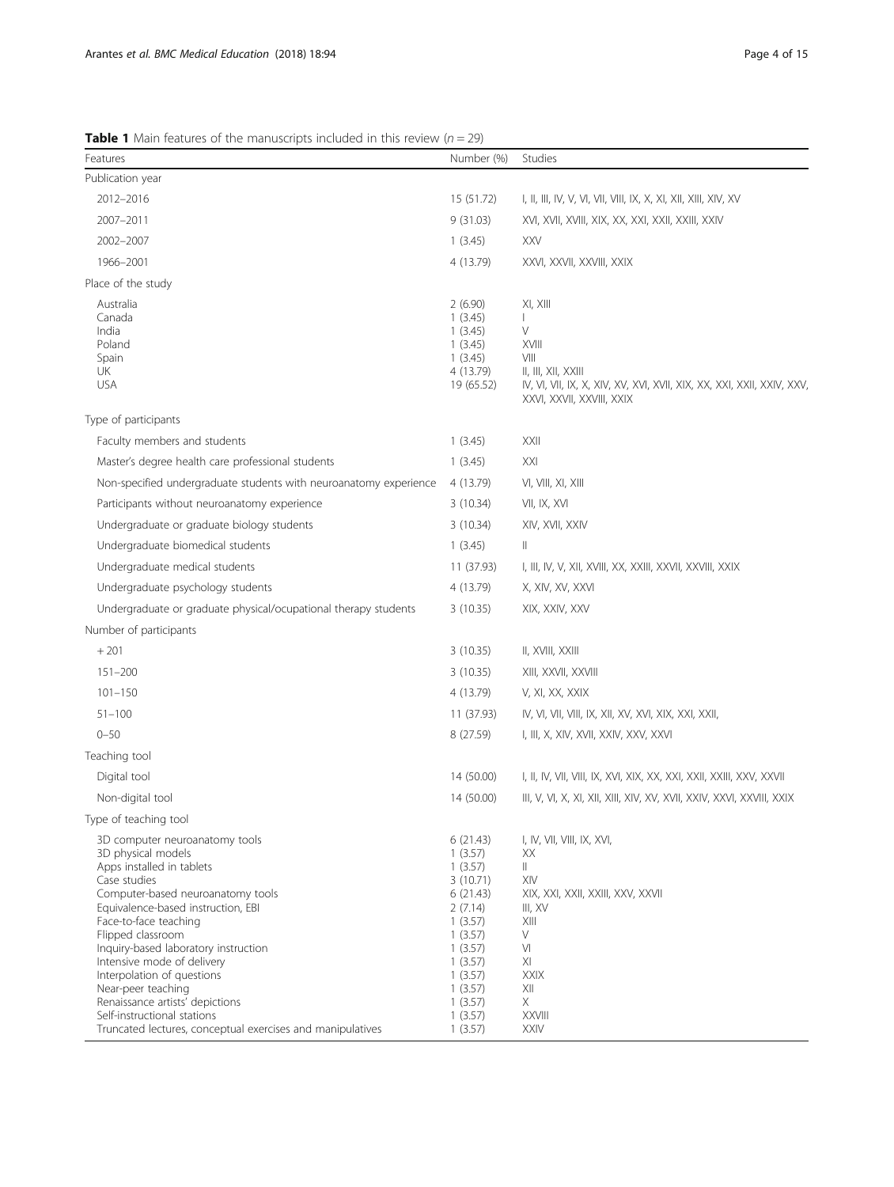**Table 1** Main features of the manuscripts included in this review ($n = 29$)

| Features | Number (%) | Studies |
|---|---|---|
| Publication year | | |
| 2012–2016 | 15 (51.72) | I, II, III, IV, V, VI, VII, VIII, IX, X, XI, XII, XIII, XIV, XV |
| 2007–2011 | 9 (31.03) | XVI, XVII, XVIII, XIX, XX, XXI, XXII, XXIII, XXIV |
| 2002–2007 | 1 (3.45) | XXV |
| 1966–2001 | 4 (13.79) | XXVI, XXVII, XXVIII, XXIX |
| Place of the study | | |
| Australia | 2 (6.90) | XI, XIII |
| Canada | 1 (3.45) | I |
| India | 1 (3.45) | V |
| Poland | 1 (3.45) | XVIII |
| Spain | 1 (3.45) | VIII |
| UK | 4 (13.79) | II, III, XII, XXIII |
| USA | 19 (65.52) | IV, VI, VII, IX, X, XIV, XV, XVI, XVII, XIX, XX, XXI, XXII, XXIV, XXV, XXVI, XXVII, XXVIII, XXIX |
| Type of participants | | |
| Faculty members and students | 1 (3.45) | XXII |
| Master's degree health care professional students | 1 (3.45) | XXI |
| Non-specified undergraduate students with neuroanatomy experience | 4 (13.79) | VI, VIII, XI, XIII |
| Participants without neuroanatomy experience | 3 (10.34) | VII, IX, XVI |
| Undergraduate or graduate biology students | 3 (10.34) | XIV, XVII, XXIV |
| Undergraduate biomedical students | 1 (3.45) | II |
| Undergraduate medical students | 11 (37.93) | I, III, IV, V, XII, XVIII, XX, XXIII, XXVII, XXVIII, XXIX |
| Undergraduate psychology students | 4 (13.79) | X, XIV, XV, XXVI |
| Undergraduate or graduate physical/ocupational therapy students | 3 (10.35) | XIX, XXIV, XXV |
| Number of participants | | |
| + 201 | 3 (10.35) | II, XVIII, XXIII |
| 151–200 | 3 (10.35) | XIII, XXVII, XXVIII |
| 101–150 | 4 (13.79) | V, XI, XX, XXIX |
| 51–100 | 11 (37.93) | IV, VI, VII, VIII, IX, XII, XV, XVI, XIX, XXI, XXII, |
| 0–50 | 8 (27.59) | I, III, X, XIV, XVII, XXIV, XXV, XXVI |
| Teaching tool | | |
| Digital tool | 14 (50.00) | I, II, IV, VII, VIII, IX, XVI, XIX, XX, XXI, XXII, XXIII, XXV, XXVII |
| Non-digital tool | 14 (50.00) | III, V, VI, X, XI, XII, XIII, XIV, XV, XVII, XXIV, XXVI, XXVIII, XXIX |
| Type of teaching tool | | |
| 3D computer neuroanatomy tools | 6 (21.43) | I, IV, VII, VIII, IX, XVI, |
| 3D physical models | 1 (3.57) | XX |
| Apps installed in tablets | 1 (3.57) | II |
| Case studies | 3 (10.71) | XIV |
| Computer-based neuroanatomy tools | 6 (21.43) | XIX, XXI, XXII, XXIII, XXV, XXVII |
| Equivalence-based instruction, EBI | 2 (7.14) | III, XV |
| Face-to-face teaching | 1 (3.57) | XIII |
| Flipped classroom | 1 (3.57) | V |
| Inquiry-based laboratory instruction | 1 (3.57) | VI |
| Intensive mode of delivery | 1 (3.57) | XI |
| Interpolation of questions | 1 (3.57) | XXIX |
| Near-peer teaching | 1 (3.57) | XII |
| Renaissance artists' depictions | 1 (3.57) | X |
| Self-instructional stations | 1 (3.57) | XXVIII |
| Truncated lectures, conceptual exercises and manipulatives | 1 (3.57) | XXIV |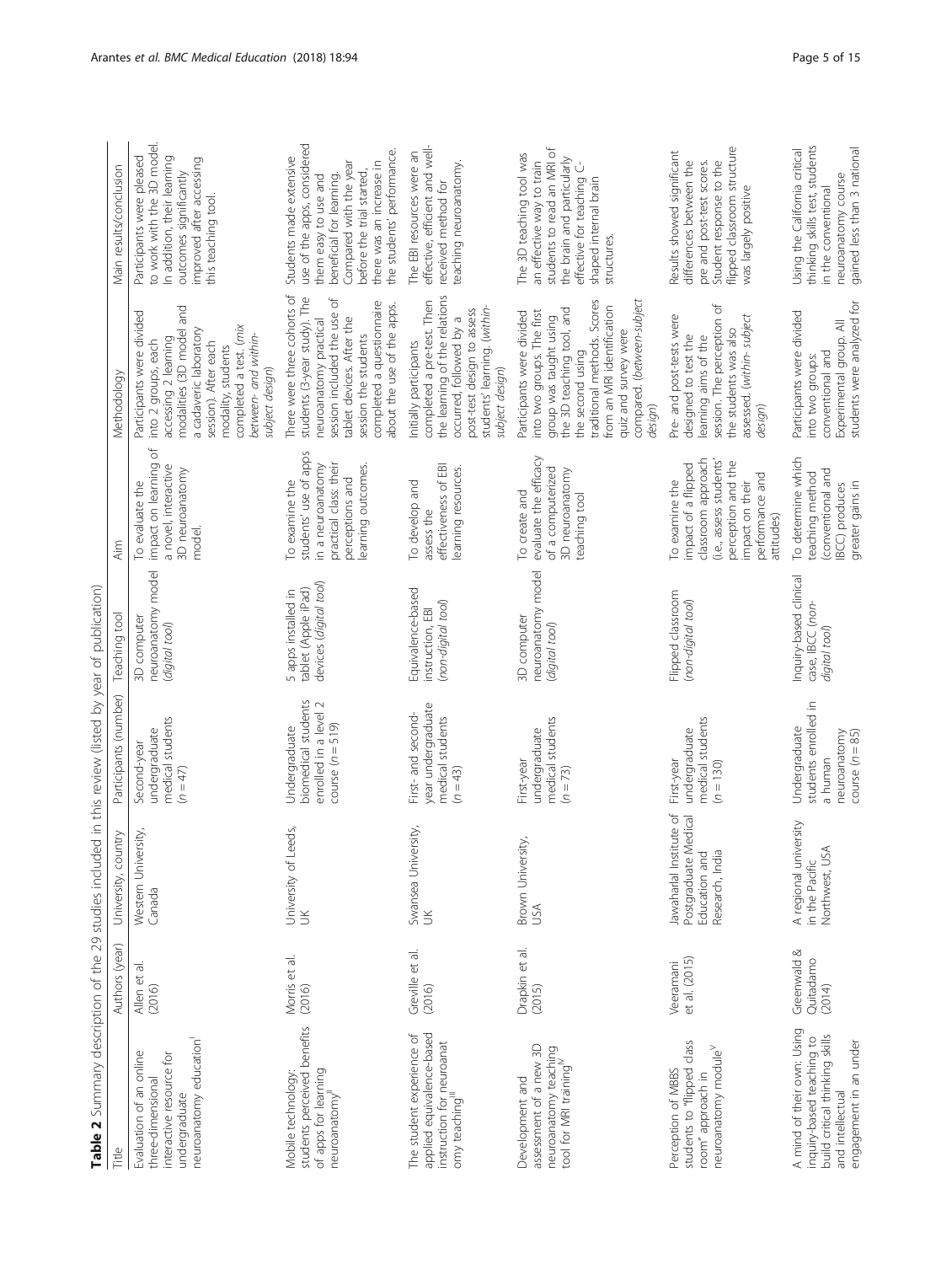**Table 2** Summary description of the 29 studies included in this review (listed by year of publication)

| Title | Authors (year) | University, country | Participants (number) | Teaching tool | Aim | Methodology | Main results/conclusion |
| --- | --- | --- | --- | --- | --- | --- | --- |
| Evaluation of an online three-dimensional interactive resource for undergraduate neuroanatomy education[I] | Allen et al. (2016) | Western University, Canada | Second-year undergraduate medical students (n = 47) | 3D computer neuroanatomy model (*digital tool*) | To evaluate the impact on learning of a novel, interactive 3D neuroanatomy model. | Participants were divided into 2 groups, each accessing 2 learning modalities (3D model and a cadaveric laboratory session). After each modality, students completed a test. (*mix between- and within-subject design*) | Participants were pleased to work with the 3D model. In addition, their learning outcomes significantly improved after accessing this teaching tool. |
| Mobile technology: students perceived benefits of apps for learning neuroanatomy[II] | Morris et al. (2016) | University of Leeds, UK | Undergraduate biomedical students enrolled in a level 2 course (n = 519) | 5 apps installed in tablet (Apple iPad) devices (*digital tool*) | To examine the students' use of apps in a neuroanatomy practical class: their perceptions and learning outcomes. | There were three cohorts of students (3-year study). The neuroanatomy practical session included the use of tablet devices. After the session the students completed a questionnaire about the use of the apps. | Students made extensive use of the apps, considered them easy to use and beneficial for learning. Compared with the year before the trial started, there was an increase in the students' performance. |
| The student experience of applied equivalence-based instruction for neuroanatomy teaching[III] | Greville et al. (2016) | Swansea University, UK | First- and second-year undergraduate medical students (n = 43) | Equivalence-based instruction, EBI (*non-digital tool*) | To develop and assess the effectiveness of EBI learning resources. | Initially participants completed a pre-test. Then the learning of the relations occurred, followed by a post-test design to assess students' learning. (*within-subject design*) | The EBI resources were an effective, efficient and well-received method for teaching neuroanatomy. |
| Development and assessment of a new 3D neuroanatomy teaching tool for MRI training[IV] | Drapkin et al. (2015) | Brown University, USA | First-year undergraduate medical students (n = 73) | 3D computer neuroanatomy model (*digital tool*) | To create and evaluate the efficacy of a computerized 3D neuroanatomy teaching tool | Participants were divided into two groups. The first group was taught using the 3D teaching tool, and the second using traditional methods. Scores from an MRI identification quiz and survey were compared. (*between-subject design*) | The 3D teaching tool was an effective way to train students to read an MRI of the brain and particularly effective for teaching C-shaped internal brain structures. |
| Perception of MBBS students to "flipped class room" approach in neuroanatomy module[V] | Veeramani et al. (2015) | Jawaharlal Institute of Postgraduate Medical Education and Research, India | First-year undergraduate medical students (n = 130) | Flipped classroom (*non-digital tool*) | To examine the impact of a flipped classroom approach (i.e., assess students' perception and the impact on their performance and attitudes) | Pre- and post-tests were designed to test the learning aims of the session. The perception of the students was also assessed. (*within- subject design*) | Results showed significant differences between the pre and post-test scores. Student response to the flipped classroom structure was largely positive |
| A mind of their own: Using inquiry-based teaching to build critical thinking skills and intellectual engagement in an under | Greenwald & Quitadamo (2014) | A regional university in the Pacific Northwest, USA | Undergraduate students enrolled in a human neuroanatomy course (n = 85) | Inquiry-based clinical case, IBCC (*non-digital tool*) | To determine which teaching method (conventional and IBCC) produces greater gains in | Participants were divided into two groups: conventional and Experimental group. All students were analyzed for | Using the California critical thinking skills test, students in the conventional neuroanatomy course gained less than 3 national |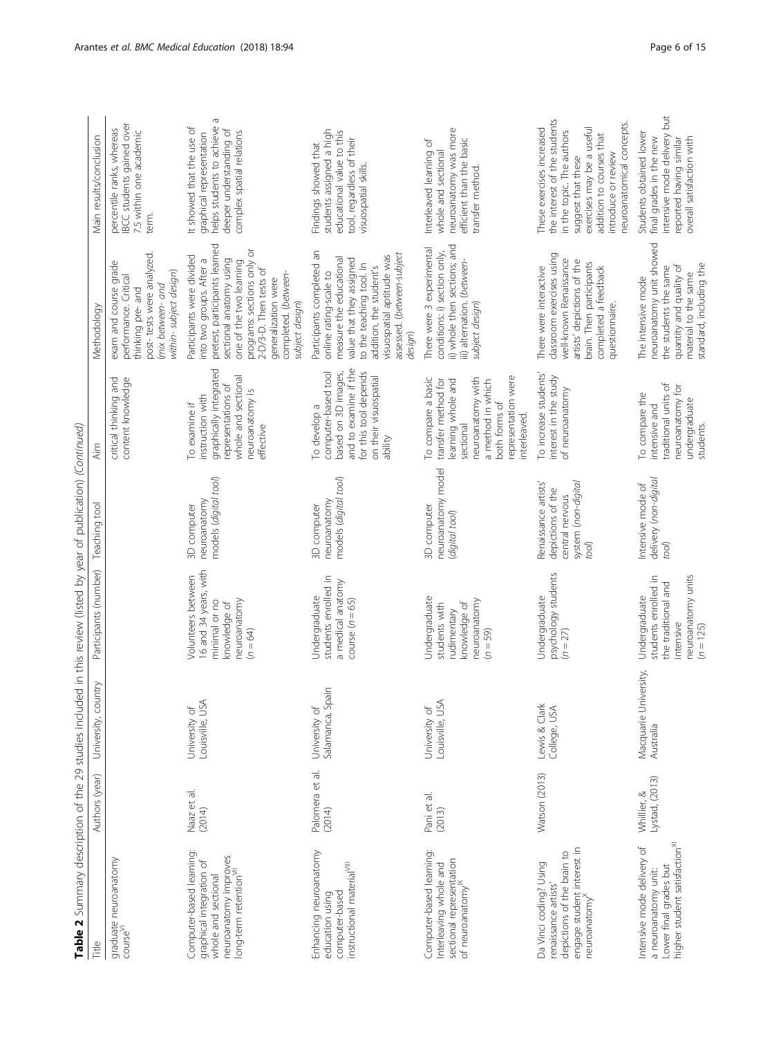**Table 2** Summary description of the 29 studies included in this review (listed by year of publication) *(Continued)*

| Title | Authors (year) | University, country | Participants (number) | Teaching tool | Aim | Methodology | Main results/conclusion |
|---|---|---|---|---|---|---|---|
| graduate neuroanatomy course[VI] | | | | | critical thinking and content knowledge | exam and course grade performance. Critical thinking pre- and post- tests were analyzed. *(mix between- and within- subject design)* | percentile ranks, whereas IBCC students gained over 7.5 within one academic term. |
| Computer-based learning: graphical integration of whole and sectional neuroanatomy improves long-term retention[VII] | Naaz et al. (2014) | University of Louisville, USA | Volunteers between 16 and 34 years, with minimal or no knowledge of neuroanatomy (n = 64) | 3D computer neuroanatomy models *(digital tool)* | To examine if instruction with graphically integrated representations of whole and sectional neuroanatomy is effective | Participants were divided into two groups. After a pretest, participants learned sectional anatomy using one of the two learning programs: sections only or 2-D/3-D. Then tests of generalization were completed. *(between-subject design)* | It showed that the use of graphical representation helps students to achieve a deeper understanding of complex spatial relations |
| Enhancing neuroanatomy education using computer-based instructional material[VIII] | Palomera et al. (2014) | University of Salamanca, Spain | Undergraduate students enrolled in a medical anatomy course (n = 65) | 3D computer neuroanatomy models *(digital tool)* | To develop a computer-based tool based on 3D images, and to examine if the for this tool depends on their visuospatial ability | Participants completed an online rating-scale to measure the educational value that they assigned to the teaching tool. In addition, the student's visuospatial aptitude was assessed. *(between-subject design)* | Findings showed that students assigned a high educational value to this tool, regardless of their visuospatial skills. |
| Computer-based learning: Interleaving whole and sectional representation of neuroanatomy[IX] | Pani et al. (2013) | University of Louisville, USA | Undergraduate students with rudimentary knowledge of neuroanatomy (n = 59) | 3D computer neuroanatomy model *(digital tool)* | To compare a basic transfer method for learning whole and sectional neuroanatomy with a method in which both forms of representation were interleaved. | There were 3 experimental conditions: i) section only, ii) whole then sections; and iii) alternation. *(between-subject design)* | Interleaved learning of whole and sectional neuroanatomy was more efficient than the basic transfer method. |
| Da Vinci coding? Using renaissance artists' depictions of the brain to engage student interest in neuroanatomy[X] | Watson (2013) | Lewis & Clark College, USA | Undergraduate psychology students (n = 27) | Renaissance artists' depictions of the central nervous system *(non-digital tool)* | To increase students' interest in the study of neuroanatomy | There were interactive classroom exercises using well-known Renaissance artists' depictions of the brain. Then participants completed a feedback questionnaire. | These exercises increased the interest of the students in the topic. The authors suggest that these exercises may be a useful addition to courses that introduce or review neuroanatomical concepts. |
| Intensive mode delivery of a neuroanatomy unit: Lower final grades but higher student satisfaction[XI] | Whillier, & Lystad, (2013) | Macquarie University, Australia | Undergraduate students enrolled in the traditional and intensive neuroanatomy units (n = 125) | Intensive mode of delivery *(non-digital tool)* | To compare the intensive and traditional units of neuroanatomy for undergraduate students. | The intensive mode neuroanatomy unit showed the students the same quantity and quality of material to the same standard, including the | Students obtained lower final grades in the new intensive mode delivery but reported having similar overall satisfaction with |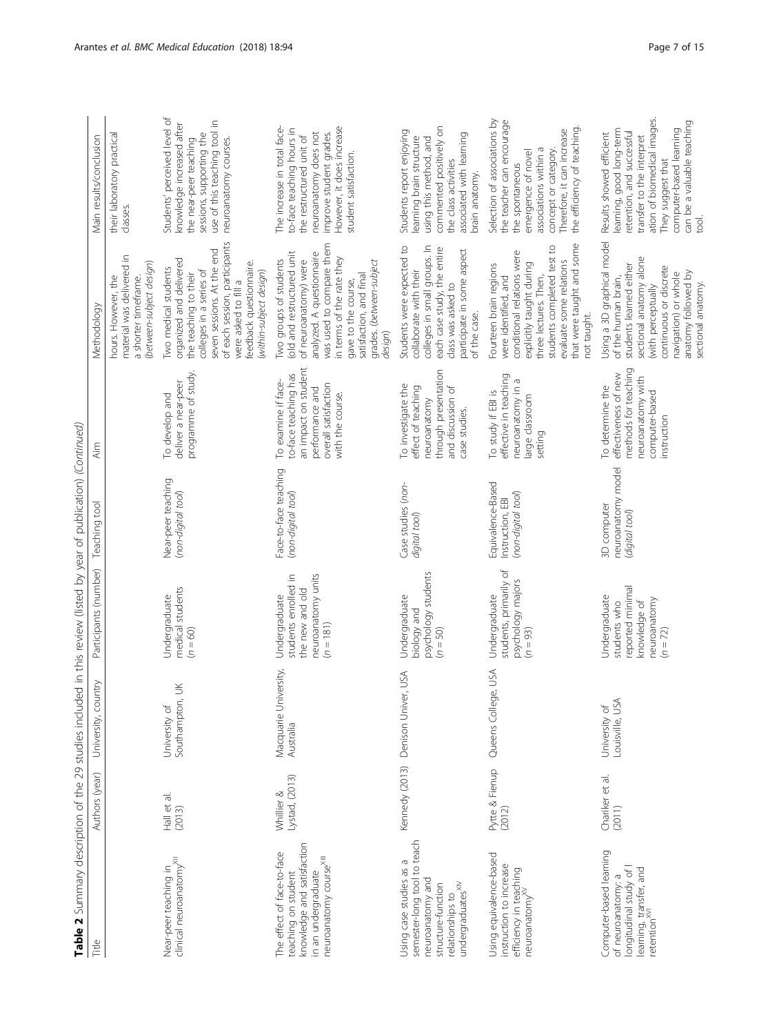**Table 2** Summary description of the 29 studies included in this review (listed by year of publication) *(Continued)*

| Title | Authors (year) | University, country | Participants (number) | Teaching tool | Aim | Methodology | Main results/conclusion |
|---|---|---|---|---|---|---|---|
| | | | | | | hours. However, the material was delivered in a shorter timeframe. *(between-subject design)* | their laboratory practical classes. |
| Near-peer teaching in clinical neuroanatomy[XII] | Hall et al. (2013) | University of Southampton, UK | Undergraduate medical students (*n* = 60) | Near-peer teaching *(non-digital tool)* | To develop and deliver a near-peer programme of study. | Two medical students organized and delivered the teaching to their colleges in a series of seven sessions. At the end of each session, participants were asked to fill a feedback questionnaire. *(within-subject design)* | Students' perceived level of knowledge increased after the near-peer teaching sessions, supporting the use of this teaching tool in neuroanatomy courses. |
| The effect of face-to-face teaching on student knowledge and satisfaction in an undergraduate neuroanatomy course[XIII] | Whillier & Lystad, (2013) | Macquarie University, Australia | Undergraduate students enrolled in the new and old neuroanatomy units (*n* = 181) | Face-to-face teaching *(non-digital tool)* | To examine if face-to-face teaching has an impact on student performance and overall satisfaction with the course. | Two groups of students (old and restructured unit of neuroanatomy) were analyzed. A questionnaire was used to compare them in terms of the rate they gave to the course, satisfaction, and final grades. *(between-subject design)* | The increase in total face-to-face teaching hours in the restructured unit of neuroanatomy does not improve student grades. However, it does increase student satisfaction. |
| Using case studies as a semester-long tool to teach neuroanatomy and structure-function relationships to undergraduates[XIV] | Kennedy (2013) | Denison Univer, USA | Undergraduate biology and psychology students (*n* = 50) | Case studies *(non-digital tool)* | To investigate the effect of teaching neuroanatomy through presentation and discussion of case studies. | Students were expected to collaborate with their colleges in small groups. In each case study, the entire class was asked to participate in some aspect of the case. | Students report enjoying learning brain structure using this method, and commented positively on the class activities associated with learning brain anatomy. |
| Using equivalence-based instruction to increase efficiency in teaching neuroanatomy[XV] | Pytte & Fienup (2012) | Queens College, USA | Undergraduate students, primarily of psychology majors (*n* = 93) | Equivalence-Based Instruction, EBI *(non-digital tool)* | To study if EBI is effective in teaching neuroanatomy in a large classroom setting | Fourteen brain regions were identified, and conditional relations were explicitly taught during three lectures. Then, students completed test to evaluate some relations that were taught and some not taught. | Selection of associations by the teacher can encourage the spontaneous emergence of novel associations within a concept or category. Therefore, it can increase the efficiency of teaching. |
| Computer-based learning of neuroanatomy: a longitudinal study of learning, transfer, and retention[XVI] | Chariker et al. (2011) | University of Louisville, USA | Undergraduate students who reported minimal knowledge of neuroanatomy (*n* = 72) | 3D computer neuroanatomy model *(digital tool)* | To determine the effectiveness of new methods for teaching neuroanatomy with computer-based instruction | Using a 3D graphical model of the human brain, students learned either sectional anatomy alone (with perceptually continuous or discrete navigation) or whole anatomy followed by sectional anatomy. | Results showed efficient learning, good long-term retention, and successful transfer to the interpret ation of biomedical images. They suggest that computer-based learning can be a valuable teaching tool. |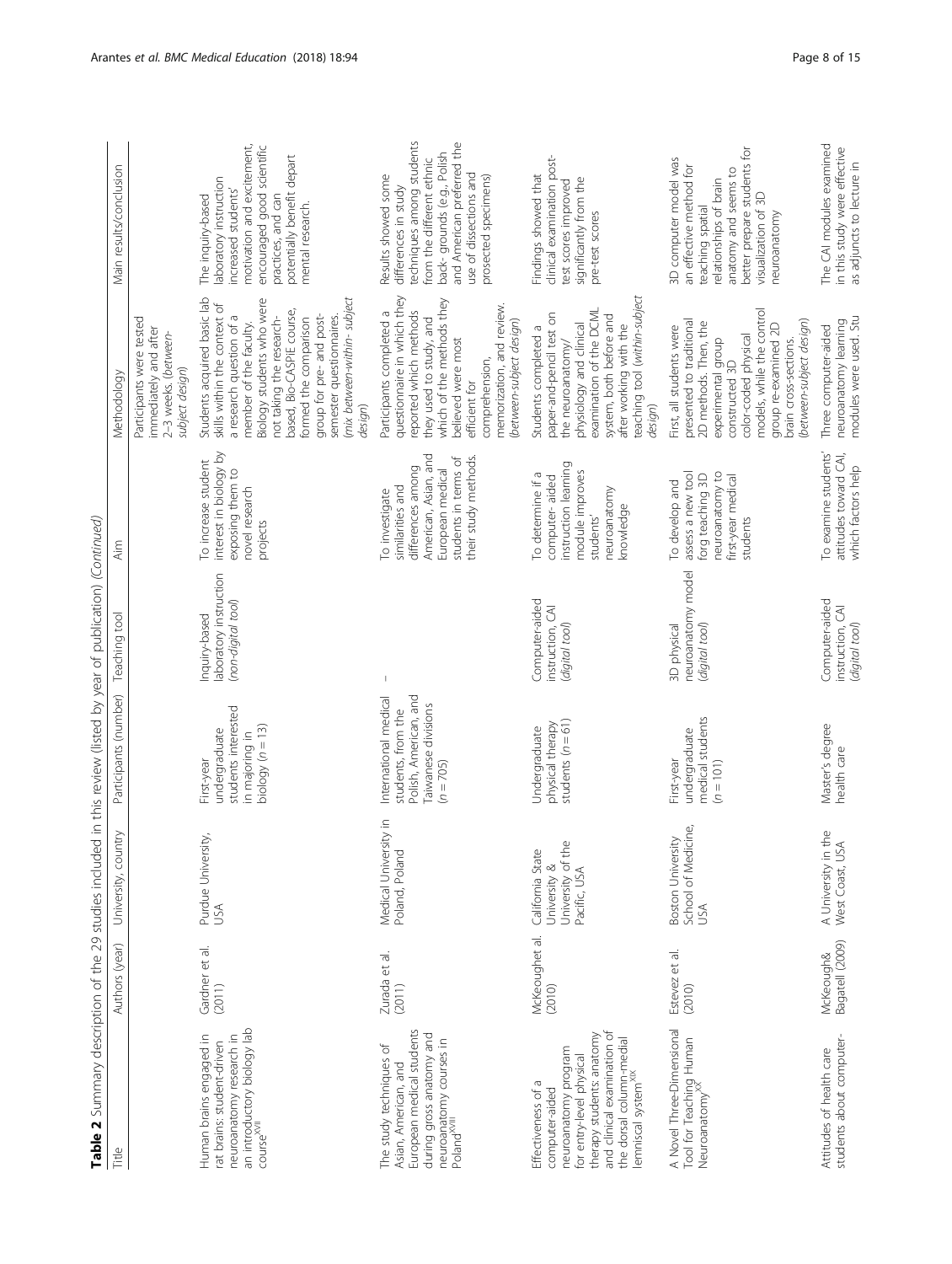**Table 2** Summary description of the 29 studies included in this review (listed by year of publication) *(Continued)*

| Title | Authors (year) | University, country | Participants (number) | Teaching tool | Aim | Methodology | Main results/conclusion |
|---|---|---|---|---|---|---|---|
| | | | | | | Participants were tested immediately and after 2–3 weeks. *(between-subject design)* | |
| Human brains engaged in rat brains: student-driven neuroanatomy research in an introductory biology lab course[XVII] | Gardner et al. (2011) | Purdue University, USA | First-year undergraduate students interested in majoring in biology (n = 13) | Inquiry-based laboratory instruction *(non-digital tool)* | To increase student interest in biology by exposing them to novel research projects | Students acquired basic lab skills within the context of a research question of a member of the faculty. Biology students who were not taking the research-based, Bio-CASPiE course, formed the comparison group for pre- and post-semester questionnaires. *(mix between-within- subject design)* | The inquiry-based laboratory instruction increased students' motivation and excitement, encouraged good scientific practices, and can potentially benefit depart mental research. |
| The study techniques of Asian, American, and European medical students during gross anatomy and neuroanatomy courses in Poland[XVIII] | Zurada et al. (2011) | Medical University in Poland, Poland | International medical students, from the Polish, American, and Taiwanese divisions (n = 705) | – | To investigate similarities and differences among American, Asian, and European medical students in terms of their study methods. | Participants completed a questionnaire in which they reported which methods they used to study, and which of the methods they believed were most efficient for comprehension, memorization, and review. *(between-subject design)* | Results showed some differences in study techniques among students from the different ethnic back- grounds (e.g., Polish and American preferred the use of dissections and prosected specimens) |
| Effectiveness of a computer-aided neuroanatomy program for entry-level physical therapy students: anatomy and clinical examination of the dorsal column-medial lemniscal system[XIX] | McKeoughet al. (2010) | California State University & University of the Pacific, USA | Undergraduate physical therapy students (n = 61) | Computer-aided instruction, CAI *(digital tool)* | To determine if a computer- aided instruction learning module improves students' neuroanatomy knowledge | Students completed a paper-and-pencil test on the neuroanatomy/ physiology and clinical examination of the DCML system, both before and after working with the teaching tool *(within-subject design)* | Findings showed that clinical examination post-test scores improved significantly from the pre-test scores |
| A Novel Three-Dimensional Tool for Teaching Human Neuroanatomy[XX] | Estevez et al. (2010) | Boston University School of Medicine, USA | First-year undergraduate medical students (n = 101) | 3D physical neuroanatomy model *(digital tool)* | To develop and assess a new tool forg teaching 3D neuroanatomy to first-year medical students | First, all students were presented to traditional 2D methods. Then, the experimental group constructed 3D color-coded physical models, while the control group re-examined 2D brain cross-sections. *(between-subject design)* | 3D computer model was an effective method for teaching spatial relationships of brain anatomy and seems to better prepare students for visualization of 3D neuroanatomy |
| Attitudes of health care students about computer- | McKeough& Bagatell (2009) | A University in the West Coast, USA | Master's degree health care | Computer-aided instruction, CAI *(digital tool)* | To examine students' attitudes toward CAI, which factors help | Three computer-aided neuroanatomy learning modules were used. Stu | The CAI modules examined in this study were effective as adjuncts to lecture in |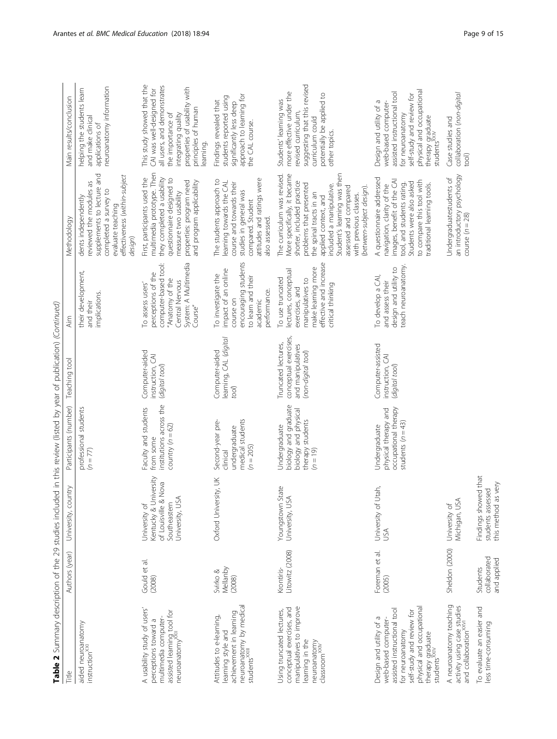**Table 2** Summary description of the 29 studies included in this review (listed by year of publication) *(Continued)*

| Title | Authors (year) | University, country | Participants (number) | Teaching tool | Aim | Methodology | Main results/conclusion |
|---|---|---|---|---|---|---|---|
| aided neuroanatomy instruction[XXI] | | | professional students ($n = 77$) | | their development, and their implications. | dents independently reviewed the modules as supplements to lecture and completed a survey to evaluate teaching effectiveness (*within-subject design*) | helping the students learn and make clinical applications of neuroanatomy information |
| A usability study of users' perceptions toward a multimedia computer-assisted learning tool for neuroanatomy[XXII] | Gould et al. (2008) | University of Kentucky & University of Louisville & Nova Southeastern University, USA | Faculty and students from some institutions across the country ($n = 62$) | Computer-aided instruction, CAI (*digital tool*) | To assess users' perceptions of the computer-based tool: "Anatomy of the Central Nervous System: A Multimedia Course" | First, participants used the multimedia prototype. Then they completed a usability questionnaire designed to measure two usability properties: program need and program applicability | This study showed that the CAI was well-designed for all users, and demonstrates the importance of integrating quality properties of usability with principles of human learning. |
| Attitudes to e-learning, learning style and achievement in learning neuroanatomy by medical students[XXIII] | Svirko & Mellanby (2008) | Oxford University, UK | Second-year pre-clinical undergraduate medical students ($n = 205$) | Computer-aided learning, CAL (*digital tool*) | To investigate the impact of an online course on encouraging students to learn and their academic performance. | The students approach to learning towards the CAL course and towards their studies in general was compared. Student attitudes and ratings were also assessed. | Findings revealed that students reported using significantly less deep approach to learning for the CAL course. |
| Using truncated lectures, conceptual exercises, and manipulatives to improve learning in the neuroanatomy classroom[XXIV] | Krontiris-Litowitz (2008) | Youngstown State University, USA | Undergraduate biology and graduate biology and physical therapy students ($n = 19$) | Truncated lectures, conceptual exercises, and manipulatives (*non-digital tool*) | To use truncated lectures, conceptual exercises, and manipulatives to make learning more effective and increase critical thinking | The curriculum was revised. More specifically, it became shorter, included practice problems that presented the spinal tracts in an applied context, and included a manipulative. Student's learning was then assessed and compared with previous classes. (*between-subject design*). | Students' learning was more effective under the revised curriculum, suggesting that this revised curriculum could potentially be applied to other topics. |
| Design and utility of a web-based computer-assisted instructional tool for neuroanatomy self-study and review for physical and occupational therapy graduate students[XXV] | Foreman et al. (2005) | University of Utah, USA | Undergraduate physical therapy and occupational therapy students ($n = 43$) | Computer-assisted instruction, CAI (*digital tool*) | To develop a CAI, and assess their design and utility to teach neuroanatomy. | A questionnaire addressed navigation, clarity of the images, benefit of the CAI tool, and students rating. Students were also asked to compare this tool with traditional learning tools. | Design and utility of a web-based computer-assisted instructional tool for neuroanatomy self-study and review for physical and occupational therapy graduate students[XXV] |
| A neuroanatomy teaching activity using case studies and collaboration[XXVI] | Sheldon (2000) | University of Michigan, USA | | | | Undergraduatestudents of an introductory psychology course ($n = 28$) | Case studies and collaboration (*non-digital tool*) |
| To evaluate an easier and less time-consuming | Students collaborated and applied | Findings showed that students assessed this method as very | | | | | |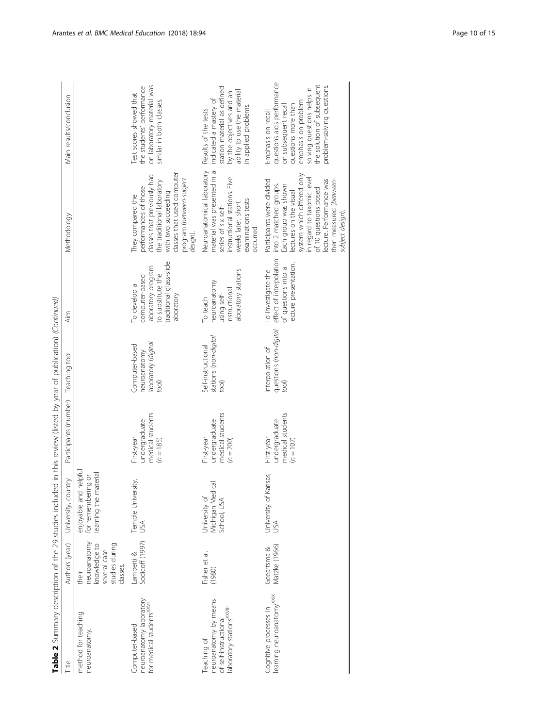**Table 2** Summary description of the 29 studies included in this review (listed by year of publication) *(Continued)*

| Title | Authors (year) | University, country | Participants (number) | Teaching tool | Aim | Methodology | Main results/conclusion |
|---|---|---|---|---|---|---|---|
| method for teaching neuroanatomy. | | | | | | their neuroanatomy knowledge to several case studies during classes. | enjoyable and helpful for remembering or learning the material. |
| Computer-based neuroanatomy laboratory for medical students[XXVII] | Lamperti & Sodicoff (1997) | Temple University, USA | First-year undergraduate medical students (*n* = 185) | Computer-based neuroanatomy laboratory (*digital tool*) | To develop a computer-based laboratory program to substitute the traditional glass-slide laboratory | They compared the performances of those classes that previously had the traditional laboratory with two succeeding classes that used computer program (*between-subject design*). | Test scores showed that the students' performance on laboratory material was similar in both classes. |
| Teaching of neuroanatomy by means of self-instructional laboratory stations[XXVIII] | Fisher et al. (1980) | University of Michigan Medical School, USA | First-year undergraduate medical students (*n* = 200) | Self-instructional stations (*non-digital tool*) | To teach neuroanatomy using self-instructional laboratory stations | Neuroanatomical laboratory material was presented in a series of six self-instructional stations. Five weeks later, short examinations tests occurred. | Results of the tests indicated a mastery of station material as defined by the objectives and an ability to use the material in applied problems. |
| Cognitive processes in learning neuroanatomy[XXIX] | Geeartsma & Matzke (1966) | University of Kansas, USA | First-year undergraduate medical students (*n* = 107) | Interpolation of questions (*non-digital tool*) | To investigate the effect of interpolation of questions into a lecture presentation. | Participants were divided into 2 matched groups. Each group was shown lectures on the visual system which differed only in regard to taxomic level of 10 questions posed lecture. Performance was then measured (*between-subject design*). | Emphasis on recall questions aids performance on subsequent recall questions more than emphasis on problem-solving questions helps in the solution of subsequent problem-solving questions. |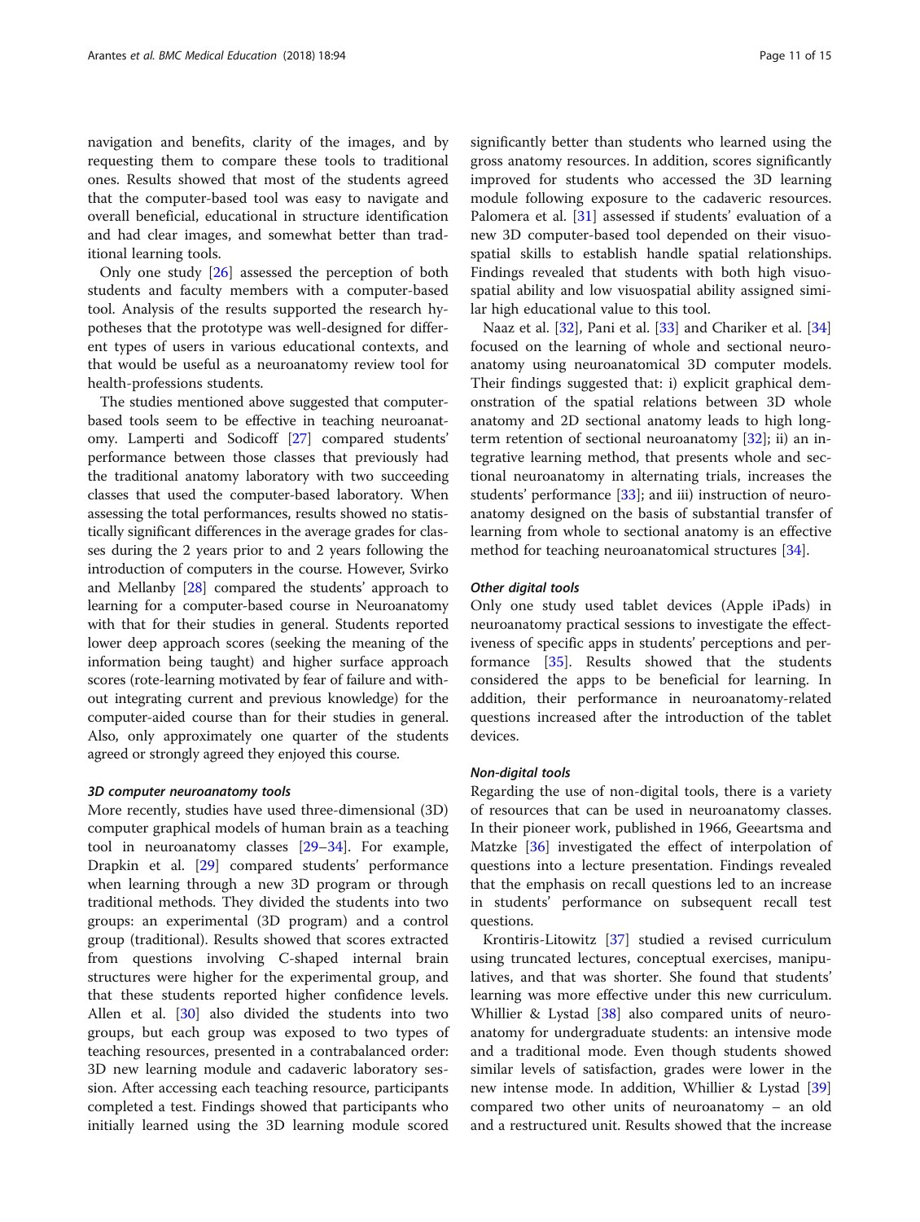navigation and benefits, clarity of the images, and by requesting them to compare these tools to traditional ones. Results showed that most of the students agreed that the computer-based tool was easy to navigate and overall beneficial, educational in structure identification and had clear images, and somewhat better than traditional learning tools.

Only one study [26] assessed the perception of both students and faculty members with a computer-based tool. Analysis of the results supported the research hypotheses that the prototype was well-designed for different types of users in various educational contexts, and that would be useful as a neuroanatomy review tool for health-professions students.

The studies mentioned above suggested that computer-based tools seem to be effective in teaching neuroanatomy. Lamperti and Sodicoff [27] compared students' performance between those classes that previously had the traditional anatomy laboratory with two succeeding classes that used the computer-based laboratory. When assessing the total performances, results showed no statistically significant differences in the average grades for classes during the 2 years prior to and 2 years following the introduction of computers in the course. However, Svirko and Mellanby [28] compared the students' approach to learning for a computer-based course in Neuroanatomy with that for their studies in general. Students reported lower deep approach scores (seeking the meaning of the information being taught) and higher surface approach scores (rote-learning motivated by fear of failure and without integrating current and previous knowledge) for the computer-aided course than for their studies in general. Also, only approximately one quarter of the students agreed or strongly agreed they enjoyed this course.

#### *3D computer neuroanatomy tools*

More recently, studies have used three-dimensional (3D) computer graphical models of human brain as a teaching tool in neuroanatomy classes [29–34]. For example, Drapkin et al. [29] compared students' performance when learning through a new 3D program or through traditional methods. They divided the students into two groups: an experimental (3D program) and a control group (traditional). Results showed that scores extracted from questions involving C-shaped internal brain structures were higher for the experimental group, and that these students reported higher confidence levels. Allen et al. [30] also divided the students into two groups, but each group was exposed to two types of teaching resources, presented in a contrabalanced order: 3D new learning module and cadaveric laboratory session. After accessing each teaching resource, participants completed a test. Findings showed that participants who initially learned using the 3D learning module scored significantly better than students who learned using the gross anatomy resources. In addition, scores significantly improved for students who accessed the 3D learning module following exposure to the cadaveric resources. Palomera et al. [31] assessed if students' evaluation of a new 3D computer-based tool depended on their visuospatial skills to establish handle spatial relationships. Findings revealed that students with both high visuospatial ability and low visuospatial ability assigned similar high educational value to this tool.

Naaz et al. [32], Pani et al. [33] and Chariker et al. [34] focused on the learning of whole and sectional neuroanatomy using neuroanatomical 3D computer models. Their findings suggested that: i) explicit graphical demonstration of the spatial relations between 3D whole anatomy and 2D sectional anatomy leads to high long-term retention of sectional neuroanatomy [32]; ii) an integrative learning method, that presents whole and sectional neuroanatomy in alternating trials, increases the students' performance [33]; and iii) instruction of neuroanatomy designed on the basis of substantial transfer of learning from whole to sectional anatomy is an effective method for teaching neuroanatomical structures [34].

#### *Other digital tools*

Only one study used tablet devices (Apple iPads) in neuroanatomy practical sessions to investigate the effectiveness of specific apps in students' perceptions and performance [35]. Results showed that the students considered the apps to be beneficial for learning. In addition, their performance in neuroanatomy-related questions increased after the introduction of the tablet devices.

#### *Non-digital tools*

Regarding the use of non-digital tools, there is a variety of resources that can be used in neuroanatomy classes. In their pioneer work, published in 1966, Geeartsma and Matzke [36] investigated the effect of interpolation of questions into a lecture presentation. Findings revealed that the emphasis on recall questions led to an increase in students' performance on subsequent recall test questions.

Krontiris-Litowitz [37] studied a revised curriculum using truncated lectures, conceptual exercises, manipulatives, and that was shorter. She found that students' learning was more effective under this new curriculum. Whillier & Lystad [38] also compared units of neuroanatomy for undergraduate students: an intensive mode and a traditional mode. Even though students showed similar levels of satisfaction, grades were lower in the new intense mode. In addition, Whillier & Lystad [39] compared two other units of neuroanatomy – an old and a restructured unit. Results showed that the increase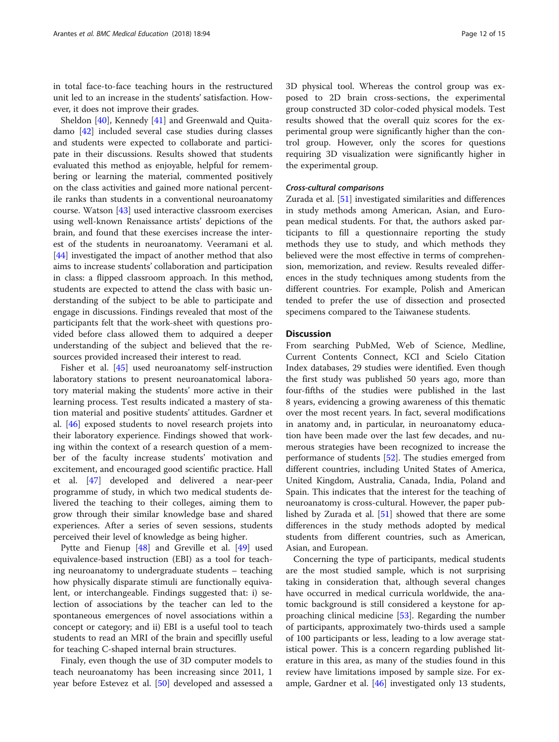in total face-to-face teaching hours in the restructured unit led to an increase in the students' satisfaction. However, it does not improve their grades.

Sheldon [40], Kennedy [41] and Greenwald and Quitadamo [42] included several case studies during classes and students were expected to collaborate and participate in their discussions. Results showed that students evaluated this method as enjoyable, helpful for remembering or learning the material, commented positively on the class activities and gained more national percentile ranks than students in a conventional neuroanatomy course. Watson [43] used interactive classroom exercises using well-known Renaissance artists' depictions of the brain, and found that these exercises increase the interest of the students in neuroanatomy. Veeramani et al. [44] investigated the impact of another method that also aims to increase students' collaboration and participation in class: a flipped classroom approach. In this method, students are expected to attend the class with basic understanding of the subject to be able to participate and engage in discussions. Findings revealed that most of the participants felt that the work-sheet with questions provided before class allowed them to adquired a deeper understanding of the subject and believed that the resources provided increased their interest to read.

Fisher et al. [45] used neuroanatomy self-instruction laboratory stations to present neuroanatomical laboratory material making the students' more active in their learning process. Test results indicated a mastery of station material and positive students' attitudes. Gardner et al. [46] exposed students to novel research projets into their laboratory experience. Findings showed that working within the context of a research question of a member of the faculty increase students' motivation and excitement, and encouraged good scientific practice. Hall et al. [47] developed and delivered a near-peer programme of study, in which two medical students delivered the teaching to their colleges, aiming them to grow through their similar knowledge base and shared experiences. After a series of seven sessions, students perceived their level of knowledge as being higher.

Pytte and Fienup [48] and Greville et al. [49] used equivalence-based instruction (EBI) as a tool for teaching neuroanatomy to undergraduate students – teaching how physically disparate stimuli are functionally equivalent, or interchangeable. Findings suggested that: i) selection of associations by the teacher can led to the spontaneous emergences of novel associations within a concept or category; and ii) EBI is a useful tool to teach students to read an MRI of the brain and specifilly useful for teaching C-shaped internal brain structures.

Finaly, even though the use of 3D computer models to teach neuroanatomy has been increasing since 2011, 1 year before Estevez et al. [50] developed and assessed a 3D physical tool. Whereas the control group was exposed to 2D brain cross-sections, the experimental group constructed 3D color-coded physical models. Test results showed that the overall quiz scores for the experimental group were significantly higher than the control group. However, only the scores for questions requiring 3D visualization were significantly higher in the experimental group.

#### *Cross-cultural comparisons*

Zurada et al. [51] investigated similarities and differences in study methods among American, Asian, and European medical students. For that, the authors asked participants to fill a questionnaire reporting the study methods they use to study, and which methods they believed were the most effective in terms of comprehension, memorization, and review. Results revealed differences in the study techniques among students from the different countries. For example, Polish and American tended to prefer the use of dissection and prosected specimens compared to the Taiwanese students.

## Discussion

From searching PubMed, Web of Science, Medline, Current Contents Connect, KCI and Scielo Citation Index databases, 29 studies were identified. Even though the first study was published 50 years ago, more than four-fifths of the studies were published in the last 8 years, evidencing a growing awareness of this thematic over the most recent years. In fact, several modifications in anatomy and, in particular, in neuroanatomy education have been made over the last few decades, and numerous strategies have been recognized to increase the performance of students [52]. The studies emerged from different countries, including United States of America, United Kingdom, Australia, Canada, India, Poland and Spain. This indicates that the interest for the teaching of neuroanatomy is cross-cultural. However, the paper published by Zurada et al. [51] showed that there are some differences in the study methods adopted by medical students from different countries, such as American, Asian, and European.

Concerning the type of participants, medical students are the most studied sample, which is not surprising taking in consideration that, although several changes have occurred in medical curricula worldwide, the anatomic background is still considered a keystone for approaching clinical medicine [53]. Regarding the number of participants, approximately two-thirds used a sample of 100 participants or less, leading to a low average statistical power. This is a concern regarding published literature in this area, as many of the studies found in this review have limitations imposed by sample size. For example, Gardner et al. [46] investigated only 13 students,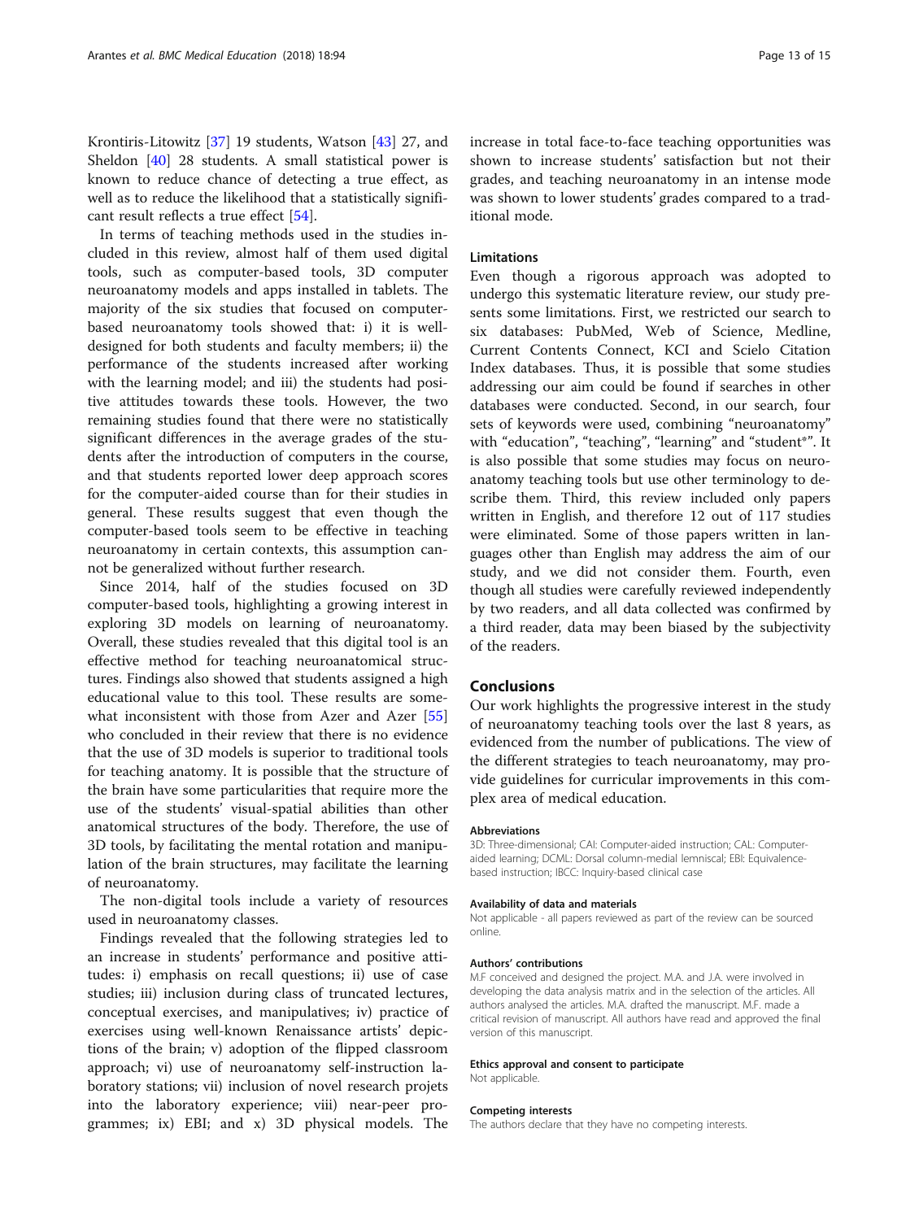Krontiris-Litowitz [37] 19 students, Watson [43] 27, and Sheldon [40] 28 students. A small statistical power is known to reduce chance of detecting a true effect, as well as to reduce the likelihood that a statistically significant result reflects a true effect [54].

In terms of teaching methods used in the studies included in this review, almost half of them used digital tools, such as computer-based tools, 3D computer neuroanatomy models and apps installed in tablets. The majority of the six studies that focused on computer-based neuroanatomy tools showed that: i) it is well-designed for both students and faculty members; ii) the performance of the students increased after working with the learning model; and iii) the students had positive attitudes towards these tools. However, the two remaining studies found that there were no statistically significant differences in the average grades of the students after the introduction of computers in the course, and that students reported lower deep approach scores for the computer-aided course than for their studies in general. These results suggest that even though the computer-based tools seem to be effective in teaching neuroanatomy in certain contexts, this assumption cannot be generalized without further research.

Since 2014, half of the studies focused on 3D computer-based tools, highlighting a growing interest in exploring 3D models on learning of neuroanatomy. Overall, these studies revealed that this digital tool is an effective method for teaching neuroanatomical structures. Findings also showed that students assigned a high educational value to this tool. These results are somewhat inconsistent with those from Azer and Azer [55] who concluded in their review that there is no evidence that the use of 3D models is superior to traditional tools for teaching anatomy. It is possible that the structure of the brain have some particularities that require more the use of the students' visual-spatial abilities than other anatomical structures of the body. Therefore, the use of 3D tools, by facilitating the mental rotation and manipulation of the brain structures, may facilitate the learning of neuroanatomy.

The non-digital tools include a variety of resources used in neuroanatomy classes.

Findings revealed that the following strategies led to an increase in students' performance and positive attitudes: i) emphasis on recall questions; ii) use of case studies; iii) inclusion during class of truncated lectures, conceptual exercises, and manipulatives; iv) practice of exercises using well-known Renaissance artists' depictions of the brain; v) adoption of the flipped classroom approach; vi) use of neuroanatomy self-instruction laboratory stations; vii) inclusion of novel research projets into the laboratory experience; viii) near-peer programmes; ix) EBI; and x) 3D physical models. The increase in total face-to-face teaching opportunities was shown to increase students' satisfaction but not their grades, and teaching neuroanatomy in an intense mode was shown to lower students' grades compared to a traditional mode.

### Limitations

Even though a rigorous approach was adopted to undergo this systematic literature review, our study presents some limitations. First, we restricted our search to six databases: PubMed, Web of Science, Medline, Current Contents Connect, KCI and Scielo Citation Index databases. Thus, it is possible that some studies addressing our aim could be found if searches in other databases were conducted. Second, in our search, four sets of keywords were used, combining "neuroanatomy" with "education", "teaching", "learning" and "student*". It is also possible that some studies may focus on neuroanatomy teaching tools but use other terminology to describe them. Third, this review included only papers written in English, and therefore 12 out of 117 studies were eliminated. Some of those papers written in languages other than English may address the aim of our study, and we did not consider them. Fourth, even though all studies were carefully reviewed independently by two readers, and all data collected was confirmed by a third reader, data may been biased by the subjectivity of the readers.

## Conclusions

Our work highlights the progressive interest in the study of neuroanatomy teaching tools over the last 8 years, as evidenced from the number of publications. The view of the different strategies to teach neuroanatomy, may provide guidelines for curricular improvements in this complex area of medical education.

#### Abbreviations

3D: Three-dimensional; CAI: Computer-aided instruction; CAL: Computer-aided learning; DCML: Dorsal column-medial lemniscal; EBI: Equivalence-based instruction; IBCC: Inquiry-based clinical case

#### Availability of data and materials

Not applicable - all papers reviewed as part of the review can be sourced online.

#### Authors' contributions

M.F conceived and designed the project. M.A. and J.A. were involved in developing the data analysis matrix and in the selection of the articles. All authors analysed the articles. M.A. drafted the manuscript. M.F. made a critical revision of manuscript. All authors have read and approved the final version of this manuscript.

#### Ethics approval and consent to participate

Not applicable.

#### Competing interests

The authors declare that they have no competing interests.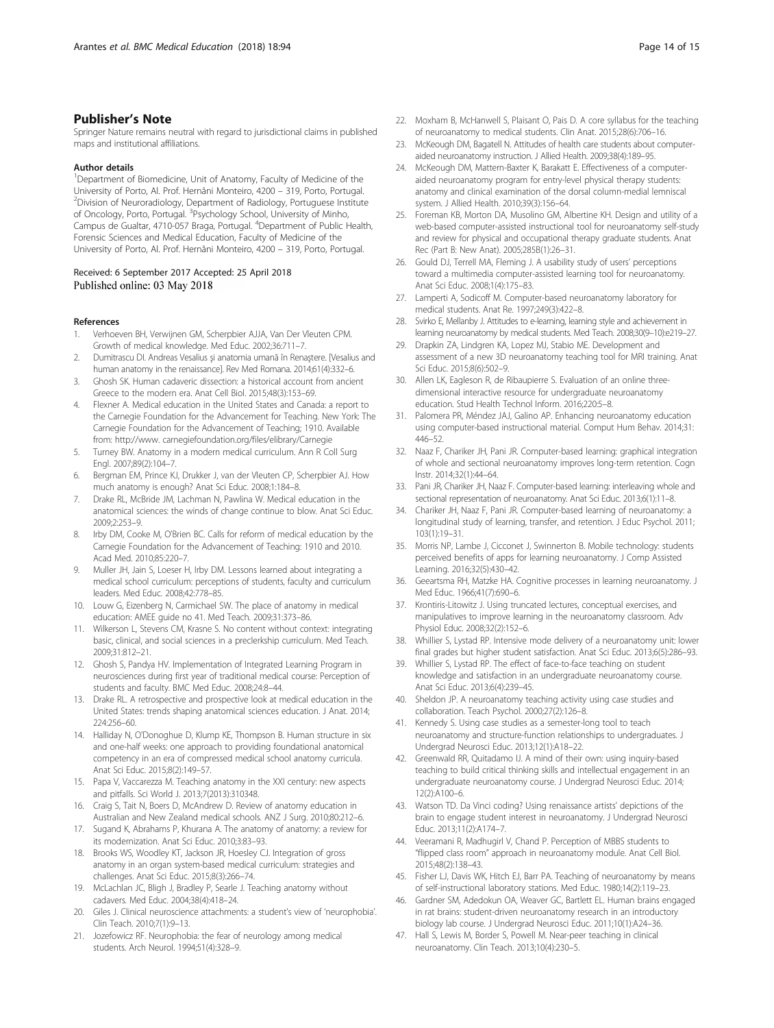## Publisher's Note

Springer Nature remains neutral with regard to jurisdictional claims in published maps and institutional affiliations.

### Author details

[1]Department of Biomedicine, Unit of Anatomy, Faculty of Medicine of the University of Porto, Al. Prof. Hernâni Monteiro, 4200 – 319, Porto, Portugal. [2]Division of Neuroradiology, Department of Radiology, Portuguese Institute of Oncology, Porto, Portugal. [3]Psychology School, University of Minho, Campus de Gualtar, 4710-057 Braga, Portugal. [4]Department of Public Health, Forensic Sciences and Medical Education, Faculty of Medicine of the University of Porto, Al. Prof. Hernâni Monteiro, 4200 – 319, Porto, Portugal.

Received: 6 September 2017 Accepted: 25 April 2018
Published online: 03 May 2018

## References

1. Verhoeven BH, Verwijnen GM, Scherpbier AJJA, Van Der Vleuten CPM. Growth of medical knowledge. Med Educ. 2002;36:711–7.
2. Dumitrascu DI. Andreas Vesalius şi anatomia umană în Renaştere. [Vesalius and human anatomy in the renaissance]. Rev Med Romana. 2014;61(4):332–6.
3. Ghosh SK. Human cadaveric dissection: a historical account from ancient Greece to the modern era. Anat Cell Biol. 2015;48(3):153–69.
4. Flexner A. Medical education in the United States and Canada: a report to the Carnegie Foundation for the Advancement for Teaching. New York: The Carnegie Foundation for the Advancement of Teaching; 1910. Available from: http://www. carnegiefoundation.org/files/elibrary/Carnegie
5. Turney BW. Anatomy in a modern medical curriculum. Ann R Coll Surg Engl. 2007;89(2):104–7.
6. Bergman EM, Prince KJ, Drukker J, van der Vleuten CP, Scherpbier AJ. How much anatomy is enough? Anat Sci Educ. 2008;1:184–8.
7. Drake RL, McBride JM, Lachman N, Pawlina W. Medical education in the anatomical sciences: the winds of change continue to blow. Anat Sci Educ. 2009;2:253–9.
8. Irby DM, Cooke M, O'Brien BC. Calls for reform of medical education by the Carnegie Foundation for the Advancement of Teaching: 1910 and 2010. Acad Med. 2010;85:220–7.
9. Muller JH, Jain S, Loeser H, Irby DM. Lessons learned about integrating a medical school curriculum: perceptions of students, faculty and curriculum leaders. Med Educ. 2008;42:778–85.
10. Louw G, Eizenberg N, Carmichael SW. The place of anatomy in medical education: AMEE guide no 41. Med Teach. 2009;31:373–86.
11. Wilkerson L, Stevens CM, Krasne S. No content without context: integrating basic, clinical, and social sciences in a preclerkship curriculum. Med Teach. 2009;31:812–21.
12. Ghosh S, Pandya HV. Implementation of Integrated Learning Program in neurosciences during first year of traditional medical course: Perception of students and faculty. BMC Med Educ. 2008;24:8–44.
13. Drake RL. A retrospective and prospective look at medical education in the United States: trends shaping anatomical sciences education. J Anat. 2014; 224:256–60.
14. Halliday N, O'Donoghue D, Klump KE, Thompson B. Human structure in six and one-half weeks: one approach to providing foundational anatomical competency in an era of compressed medical school anatomy curricula. Anat Sci Educ. 2015;8(2):149–57.
15. Papa V, Vaccarezza M. Teaching anatomy in the XXI century: new aspects and pitfalls. Sci World J. 2013;7(2013):310348.
16. Craig S, Tait N, Boers D, McAndrew D. Review of anatomy education in Australian and New Zealand medical schools. ANZ J Surg. 2010;80:212–6.
17. Sugand K, Abrahams P, Khurana A. The anatomy of anatomy: a review for its modernization. Anat Sci Educ. 2010;3:83–93.
18. Brooks WS, Woodley KT, Jackson JR, Hoesley CJ. Integration of gross anatomy in an organ system-based medical curriculum: strategies and challenges. Anat Sci Educ. 2015;8(3):266–74.
19. McLachlan JC, Bligh J, Bradley P, Searle J. Teaching anatomy without cadavers. Med Educ. 2004;38(4):418–24.
20. Giles J. Clinical neuroscience attachments: a student's view of 'neurophobia'. Clin Teach. 2010;7(1):9–13.
21. Jozefowicz RF. Neurophobia: the fear of neurology among medical students. Arch Neurol. 1994;51(4):328–9.
22. Moxham B, McHanwell S, Plaisant O, Pais D. A core syllabus for the teaching of neuroanatomy to medical students. Clin Anat. 2015;28(6):706–16.
23. McKeough DM, Bagatell N. Attitudes of health care students about computer-aided neuroanatomy instruction. J Allied Health. 2009;38(4):189–95.
24. McKeough DM, Mattern-Baxter K, Barakatt E. Effectiveness of a computer-aided neuroanatomy program for entry-level physical therapy students: anatomy and clinical examination of the dorsal column-medial lemniscal system. J Allied Health. 2010;39(3):156–64.
25. Foreman KB, Morton DA, Musolino GM, Albertine KH. Design and utility of a web-based computer-assisted instructional tool for neuroanatomy self-study and review for physical and occupational therapy graduate students. Anat Rec (Part B: New Anat). 2005;285B(1):26–31.
26. Gould DJ, Terrell MA, Fleming J. A usability study of users' perceptions toward a multimedia computer-assisted learning tool for neuroanatomy. Anat Sci Educ. 2008;1(4):175–83.
27. Lamperti A, Sodicoff M. Computer-based neuroanatomy laboratory for medical students. Anat Re. 1997;249(3):422–8.
28. Svirko E, Mellanby J. Attitudes to e-learning, learning style and achievement in learning neuroanatomy by medical students. Med Teach. 2008;30(9–10):e219–27.
29. Drapkin ZA, Lindgren KA, Lopez MJ, Stabio ME. Development and assessment of a new 3D neuroanatomy teaching tool for MRI training. Anat Sci Educ. 2015;8(6):502–9.
30. Allen LK, Eagleson R, de Ribaupierre S. Evaluation of an online three-dimensional interactive resource for undergraduate neuroanatomy education. Stud Health Technol Inform. 2016;220:5–8.
31. Palomera PR, Méndez JAJ, Galino AP. Enhancing neuroanatomy education using computer-based instructional material. Comput Hum Behav. 2014;31: 446–52.
32. Naaz F, Chariker JH, Pani JR. Computer-based learning: graphical integration of whole and sectional neuroanatomy improves long-term retention. Cogn Instr. 2014;32(1):44–64.
33. Pani JR, Chariker JH, Naaz F. Computer-based learning: interleaving whole and sectional representation of neuroanatomy. Anat Sci Educ. 2013;6(1):11–8.
34. Chariker JH, Naaz F, Pani JR. Computer-based learning of neuroanatomy: a longitudinal study of learning, transfer, and retention. J Educ Psychol. 2011; 103(1):19–31.
35. Morris NP, Lambe J, Cicconet J, Swinnerton B. Mobile technology: students perceived benefits of apps for learning neuroanatomy. J Comp Assisted Learning. 2016;32(5):430–42.
36. Geeartsma RH, Matzke HA. Cognitive processes in learning neuroanatomy. J Med Educ. 1966;41(7):690–6.
37. Krontiris-Litowitz J. Using truncated lectures, conceptual exercises, and manipulatives to improve learning in the neuroanatomy classroom. Adv Physiol Educ. 2008;32(2):152–6.
38. Whillier S, Lystad RP. Intensive mode delivery of a neuroanatomy unit: lower final grades but higher student satisfaction. Anat Sci Educ. 2013;6(5):286–93.
39. Whillier S, Lystad RP. The effect of face-to-face teaching on student knowledge and satisfaction in an undergraduate neuroanatomy course. Anat Sci Educ. 2013;6(4):239–45.
40. Sheldon JP. A neuroanatomy teaching activity using case studies and collaboration. Teach Psychol. 2000;27(2):126–8.
41. Kennedy S. Using case studies as a semester-long tool to teach neuroanatomy and structure-function relationships to undergraduates. J Undergrad Neurosci Educ. 2013;12(1):A18–22.
42. Greenwald RR, Quitadamo IJ. A mind of their own: using inquiry-based teaching to build critical thinking skills and intellectual engagement in an undergraduate neuroanatomy course. J Undergrad Neurosci Educ. 2014; 12(2):A100–6.
43. Watson TD. Da Vinci coding? Using renaissance artists' depictions of the brain to engage student interest in neuroanatomy. J Undergrad Neurosci Educ. 2013;11(2):A174–7.
44. Veeramani R, Madhugirl V, Chand P. Perception of MBBS students to "flipped class room" approach in neuroanatomy module. Anat Cell Biol. 2015;48(2):138–43.
45. Fisher LJ, Davis WK, Hitch EJ, Barr PA. Teaching of neuroanatomy by means of self-instructional laboratory stations. Med Educ. 1980;14(2):119–23.
46. Gardner SM, Adedokun OA, Weaver GC, Bartlett EL. Human brains engaged in rat brains: student-driven neuroanatomy research in an introductory biology lab course. J Undergrad Neurosci Educ. 2011;10(1):A24–36.
47. Hall S, Lewis M, Border S, Powell M. Near-peer teaching in clinical neuroanatomy. Clin Teach. 2013;10(4):230–5.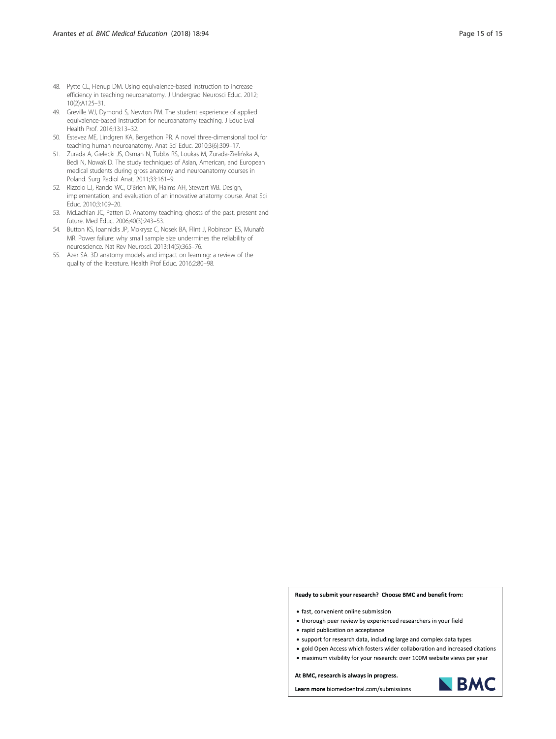48. Pytte CL, Fienup DM. Using equivalence-based instruction to increase efficiency in teaching neuroanatomy. J Undergrad Neurosci Educ. 2012; 10(2):A125–31.
49. Greville WJ, Dymond S, Newton PM. The student experience of applied equivalence-based instruction for neuroanatomy teaching. J Educ Eval Health Prof. 2016;13:13–32.
50. Estevez ME, Lindgren KA, Bergethon PR. A novel three-dimensional tool for teaching human neuroanatomy. Anat Sci Educ. 2010;3(6):309–17.
51. Zurada A, Gielecki JS, Osman N, Tubbs RS, Loukas M, Zurada-Zielińska A, Bedi N, Nowak D. The study techniques of Asian, American, and European medical students during gross anatomy and neuroanatomy courses in Poland. Surg Radiol Anat. 2011;33:161–9.
52. Rizzolo LJ, Rando WC, O'Brien MK, Haims AH, Stewart WB. Design, implementation, and evaluation of an innovative anatomy course. Anat Sci Educ. 2010;3:109–20.
53. McLachlan JC, Patten D. Anatomy teaching: ghosts of the past, present and future. Med Educ. 2006;40(3):243–53.
54. Button KS, Ioannidis JP, Mokrysz C, Nosek BA, Flint J, Robinson ES, Munafò MR. Power failure: why small sample size undermines the reliability of neuroscience. Nat Rev Neurosci. 2013;14(5):365–76.
55. Azer SA. 3D anatomy models and impact on learning: a review of the quality of the literature. Health Prof Educ. 2016;2:80–98.

**Ready to submit your research? Choose BMC and benefit from:**

- fast, convenient online submission
- thorough peer review by experienced researchers in your field
- rapid publication on acceptance
- support for research data, including large and complex data types
- gold Open Access which fosters wider collaboration and increased citations
- maximum visibility for your research: over 100M website views per year

**At BMC, research is always in progress.**

**Learn more** biomedcentral.com/submissions

BMC